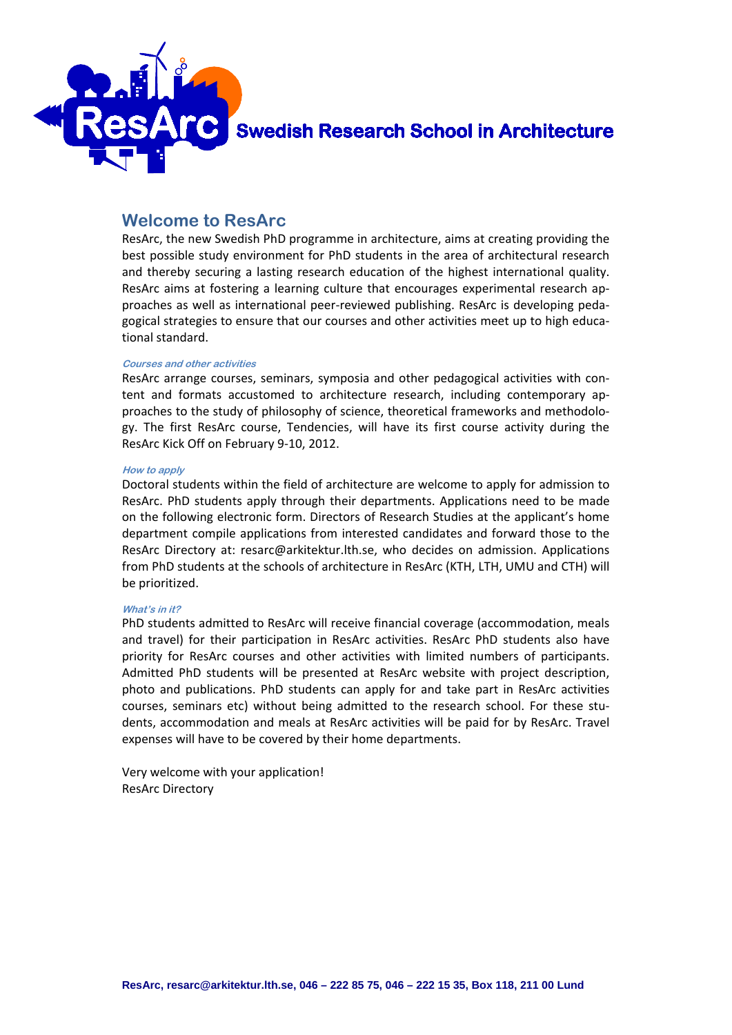# ResArc Swedish Research School in Architecture

## Welcome to ResArc

ResArc, the new Swedish PhD programme in architecture, aims at creating providing the best possible study environment for PhD students in the area of architectural research and thereby securing a lasting research education of the highest international quality. ResArc aims at fostering a learning culture that encourages experimental research approaches as well as international peer-reviewed publishing. ResArc is developing pedagogical strategies to ensure that our courses and other activities meet up to high educational standard.

### *Courses and other activities*

ResArc arrange courses, seminars, symposia and other pedagogical activities with content and formats accustomed to architecture research, including contemporary approaches to the study of philosophy of science, theoretical frameworks and methodology. The first ResArc course, Tendencies, will have its first course activity during the ResArc Kick Off on February 9-10, 2012.

### *How to apply*

Doctoral students within the field of architecture are welcome to apply for admission to ResArc. PhD students apply through their departments. Applications need to be made on the following electronic form. Directors of Research Studies at the applicant's home department compile applications from interested candidates and forward those to the ResArc Directory at: resarc@arkitektur.lth.se, who decides on admission. Applications from PhD students at the schools of architecture in ResArc (KTH, LTH, UMU and CTH) will be prioritized.

### *What's in it?*

PhD students admitted to ResArc will receive financial coverage (accommodation, meals and travel) for their participation in ResArc activities. ResArc PhD students also have priority for ResArc courses and other activities with limited numbers of participants. Admitted PhD students will be presented at ResArc website with project description, photo and publications. PhD students can apply for and take part in ResArc activities courses, seminars etc) without being admitted to the research school. For these students, accommodation and meals at ResArc activities will be paid for by ResArc. Travel expenses will have to be covered by their home departments.

Very welcome with your application!
ResArc Directory

**ResArc, resarc@arkitektur.lth.se, 046 – 222 85 75, 046 – 222 15 35, Box 118, 211 00 Lund**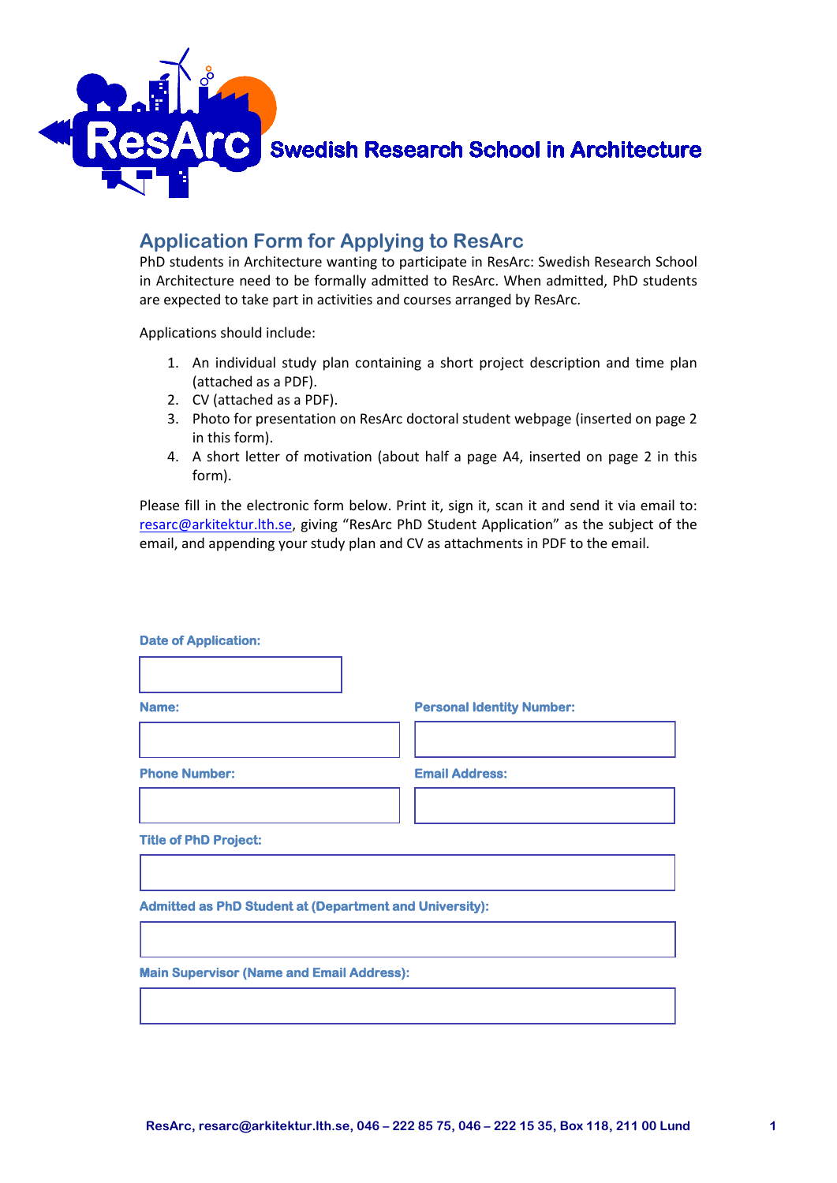Swedish Research School in Architecture

## Application Form for Applying to ResArc

PhD students in Architecture wanting to participate in ResArc: Swedish Research School in Architecture need to be formally admitted to ResArc. When admitted, PhD students are expected to take part in activities and courses arranged by ResArc.

Applications should include:

1. An individual study plan containing a short project description and time plan (attached as a PDF).
2. CV (attached as a PDF).
3. Photo for presentation on ResArc doctoral student webpage (inserted on page 2 in this form).
4. A short letter of motivation (about half a page A4, inserted on page 2 in this form).

Please fill in the electronic form below. Print it, sign it, scan it and send it via email to: resarc@arkitektur.lth.se, giving "ResArc PhD Student Application" as the subject of the email, and appending your study plan and CV as attachments in PDF to the email.

**Date of Application:**

**Name:**

**Personal Identity Number:**

**Phone Number:**

**Email Address:**

**Title of PhD Project:**

**Admitted as PhD Student at (Department and University):**

**Main Supervisor (Name and Email Address):**

ResArc, resarc@arkitektur.lth.se, 046 – 222 85 75, 046 – 222 15 35, Box 118, 211 00 Lund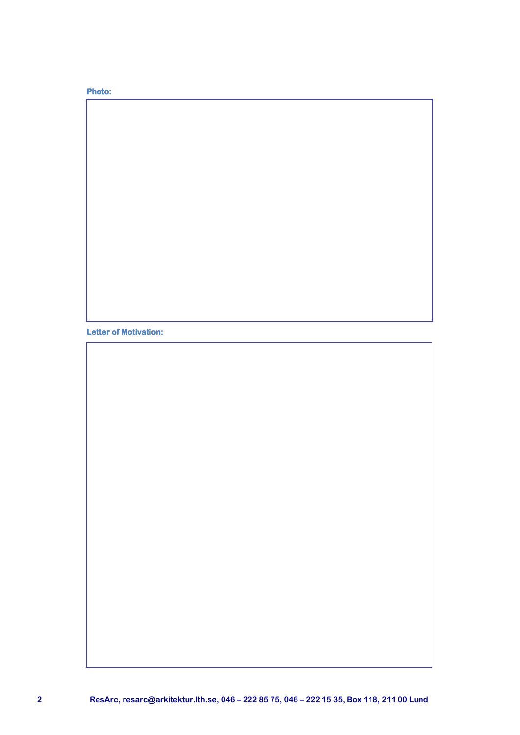**Photo:**

**Letter of Motivation:**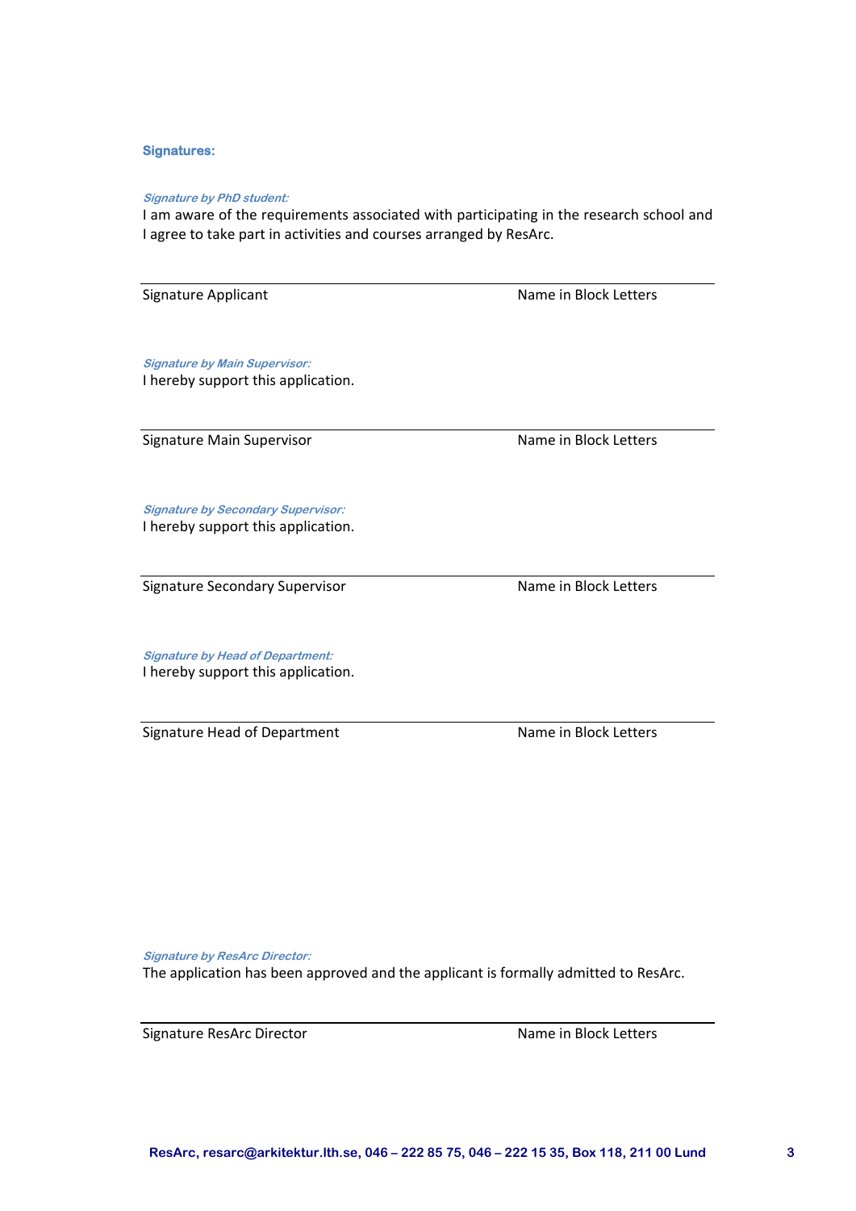**Signatures:**

***Signature by PhD student:***

I am aware of the requirements associated with participating in the research school and I agree to take part in activities and courses arranged by ResArc.

| | |
|---|---|
| Signature Applicant | Name in Block Letters |

***Signature by Main Supervisor:***

I hereby support this application.

| | |
|---|---|
| Signature Main Supervisor | Name in Block Letters |

***Signature by Secondary Supervisor:***

I hereby support this application.

| | |
|---|---|
| Signature Secondary Supervisor | Name in Block Letters |

***Signature by Head of Department:***

I hereby support this application.

| | |
|---|---|
| Signature Head of Department | Name in Block Letters |

***Signature by ResArc Director:***

The application has been approved and the applicant is formally admitted to ResArc.

| | |
|---|---|
| Signature ResArc Director | Name in Block Letters |

**ResArc, resarc@arkitektur.lth.se, 046 – 222 85 75, 046 – 222 15 35, Box 118, 211 00 Lund**